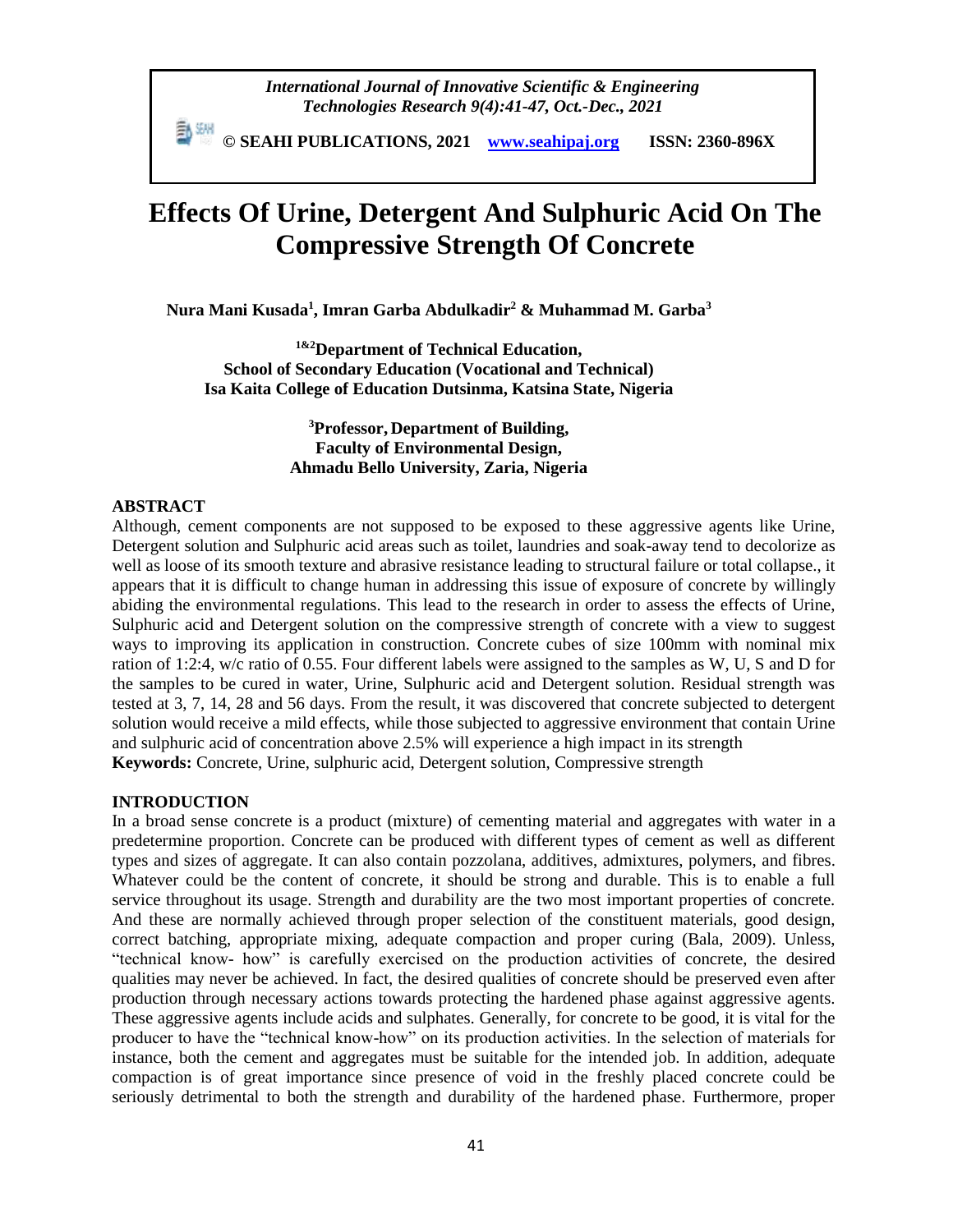*International Journal of Innovative Scientific & Engineering Technologies Research 9(4):41-47, Oct.-Dec., 2021*

**© SEAHI PUBLICATIONS, 2021 [www.seahipaj.org](http://www.seahipaj.org) ISSN: 2360-896X**

# Effects Of Urine, Detergent And Sulphuric Acid On The Compressive Strength Of Concrete

**Nura Mani Kusada[1], Imran Garba Abdulkadir[2] & Muhammad M. Garba[3]**

**[1&2]Department of Technical Education,**
**School of Secondary Education (Vocational and Technical)**
**Isa Kaita College of Education Dutsinma, Katsina State, Nigeria**

**[3]Professor, Department of Building,**
**Faculty of Environmental Design,**
**Ahmadu Bello University, Zaria, Nigeria**

## ABSTRACT

Although, cement components are not supposed to be exposed to these aggressive agents like Urine, Detergent solution and Sulphuric acid areas such as toilet, laundries and soak-away tend to decolorize as well as loose of its smooth texture and abrasive resistance leading to structural failure or total collapse., it appears that it is difficult to change human in addressing this issue of exposure of concrete by willingly abiding the environmental regulations. This lead to the research in order to assess the effects of Urine, Sulphuric acid and Detergent solution on the compressive strength of concrete with a view to suggest ways to improving its application in construction. Concrete cubes of size 100mm with nominal mix ration of 1:2:4, w/c ratio of 0.55. Four different labels were assigned to the samples as W, U, S and D for the samples to be cured in water, Urine, Sulphuric acid and Detergent solution. Residual strength was tested at 3, 7, 14, 28 and 56 days. From the result, it was discovered that concrete subjected to detergent solution would receive a mild effects, while those subjected to aggressive environment that contain Urine and sulphuric acid of concentration above 2.5% will experience a high impact in its strength

**Keywords:** Concrete, Urine, sulphuric acid, Detergent solution, Compressive strength

## INTRODUCTION

In a broad sense concrete is a product (mixture) of cementing material and aggregates with water in a predetermine proportion. Concrete can be produced with different types of cement as well as different types and sizes of aggregate. It can also contain pozzolana, additives, admixtures, polymers, and fibres. Whatever could be the content of concrete, it should be strong and durable. This is to enable a full service throughout its usage. Strength and durability are the two most important properties of concrete. And these are normally achieved through proper selection of the constituent materials, good design, correct batching, appropriate mixing, adequate compaction and proper curing (Bala, 2009). Unless, "technical know- how" is carefully exercised on the production activities of concrete, the desired qualities may never be achieved. In fact, the desired qualities of concrete should be preserved even after production through necessary actions towards protecting the hardened phase against aggressive agents. These aggressive agents include acids and sulphates. Generally, for concrete to be good, it is vital for the producer to have the "technical know-how" on its production activities. In the selection of materials for instance, both the cement and aggregates must be suitable for the intended job. In addition, adequate compaction is of great importance since presence of void in the freshly placed concrete could be seriously detrimental to both the strength and durability of the hardened phase. Furthermore, proper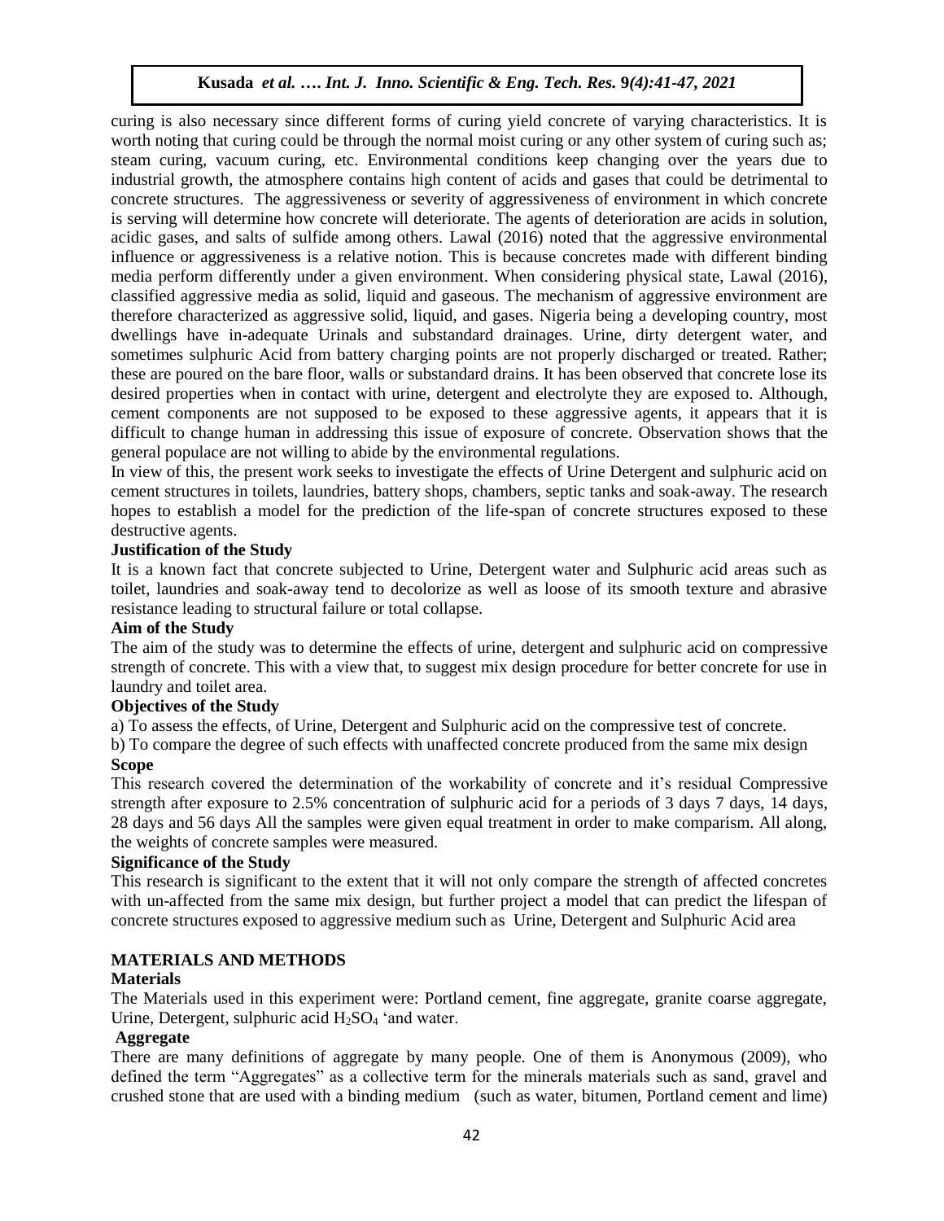curing is also necessary since different forms of curing yield concrete of varying characteristics. It is worth noting that curing could be through the normal moist curing or any other system of curing such as; steam curing, vacuum curing, etc. Environmental conditions keep changing over the years due to industrial growth, the atmosphere contains high content of acids and gases that could be detrimental to concrete structures. The aggressiveness or severity of aggressiveness of environment in which concrete is serving will determine how concrete will deteriorate. The agents of deterioration are acids in solution, acidic gases, and salts of sulfide among others. Lawal (2016) noted that the aggressive environmental influence or aggressiveness is a relative notion. This is because concretes made with different binding media perform differently under a given environment. When considering physical state, Lawal (2016), classified aggressive media as solid, liquid and gaseous. The mechanism of aggressive environment are therefore characterized as aggressive solid, liquid, and gases. Nigeria being a developing country, most dwellings have in-adequate Urinals and substandard drainages. Urine, dirty detergent water, and sometimes sulphuric Acid from battery charging points are not properly discharged or treated. Rather; these are poured on the bare floor, walls or substandard drains. It has been observed that concrete lose its desired properties when in contact with urine, detergent and electrolyte they are exposed to. Although, cement components are not supposed to be exposed to these aggressive agents, it appears that it is difficult to change human in addressing this issue of exposure of concrete. Observation shows that the general populace are not willing to abide by the environmental regulations.

In view of this, the present work seeks to investigate the effects of Urine Detergent and sulphuric acid on cement structures in toilets, laundries, battery shops, chambers, septic tanks and soak-away. The research hopes to establish a model for the prediction of the life-span of concrete structures exposed to these destructive agents.

**Justification of the Study**

It is a known fact that concrete subjected to Urine, Detergent water and Sulphuric acid areas such as toilet, laundries and soak-away tend to decolorize as well as loose of its smooth texture and abrasive resistance leading to structural failure or total collapse.

**Aim of the Study**

The aim of the study was to determine the effects of urine, detergent and sulphuric acid on compressive strength of concrete. This with a view that, to suggest mix design procedure for better concrete for use in laundry and toilet area.

**Objectives of the Study**

a) To assess the effects, of Urine, Detergent and Sulphuric acid on the compressive test of concrete.

b) To compare the degree of such effects with unaffected concrete produced from the same mix design

**Scope**

This research covered the determination of the workability of concrete and it's residual Compressive strength after exposure to 2.5% concentration of sulphuric acid for a periods of 3 days 7 days, 14 days, 28 days and 56 days All the samples were given equal treatment in order to make comparism. All along, the weights of concrete samples were measured.

**Significance of the Study**

This research is significant to the extent that it will not only compare the strength of affected concretes with un-affected from the same mix design, but further project a model that can predict the lifespan of concrete structures exposed to aggressive medium such as Urine, Detergent and Sulphuric Acid area

## MATERIALS AND METHODS

**Materials**

The Materials used in this experiment were: Portland cement, fine aggregate, granite coarse aggregate, Urine, Detergent, sulphuric acid $H_2SO_4$ 'and water.

**Aggregate**

There are many definitions of aggregate by many people. One of them is Anonymous (2009), who defined the term "Aggregates" as a collective term for the minerals materials such as sand, gravel and crushed stone that are used with a binding medium (such as water, bitumen, Portland cement and lime)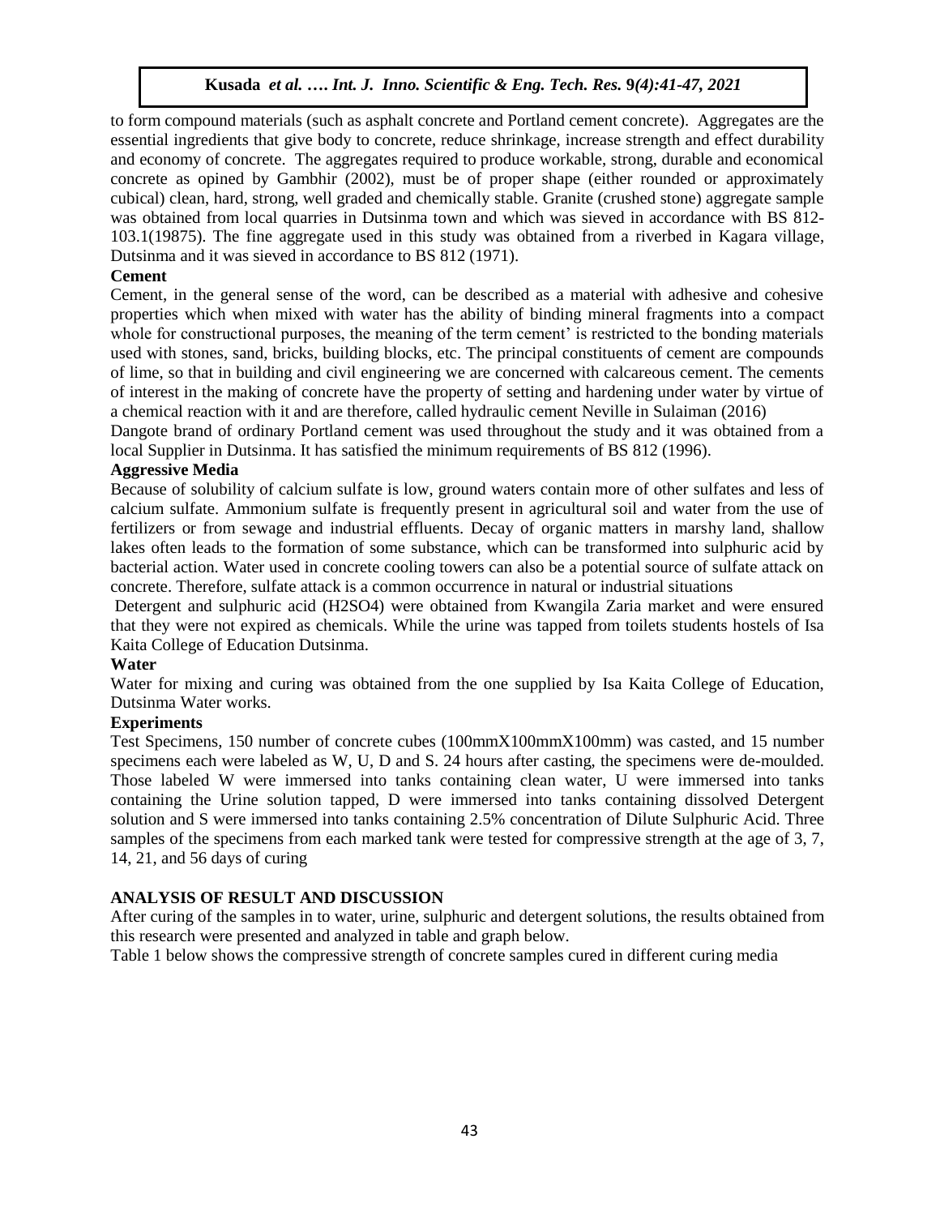to form compound materials (such as asphalt concrete and Portland cement concrete). Aggregates are the essential ingredients that give body to concrete, reduce shrinkage, increase strength and effect durability and economy of concrete. The aggregates required to produce workable, strong, durable and economical concrete as opined by Gambhir (2002), must be of proper shape (either rounded or approximately cubical) clean, hard, strong, well graded and chemically stable. Granite (crushed stone) aggregate sample was obtained from local quarries in Dutsinma town and which was sieved in accordance with BS 812-103.1(19875). The fine aggregate used in this study was obtained from a riverbed in Kagara village, Dutsinma and it was sieved in accordance to BS 812 (1971).

**Cement**

Cement, in the general sense of the word, can be described as a material with adhesive and cohesive properties which when mixed with water has the ability of binding mineral fragments into a compact whole for constructional purposes, the meaning of the term cement' is restricted to the bonding materials used with stones, sand, bricks, building blocks, etc. The principal constituents of cement are compounds of lime, so that in building and civil engineering we are concerned with calcareous cement. The cements of interest in the making of concrete have the property of setting and hardening under water by virtue of a chemical reaction with it and are therefore, called hydraulic cement Neville in Sulaiman (2016)

Dangote brand of ordinary Portland cement was used throughout the study and it was obtained from a local Supplier in Dutsinma. It has satisfied the minimum requirements of BS 812 (1996).

**Aggressive Media**

Because of solubility of calcium sulfate is low, ground waters contain more of other sulfates and less of calcium sulfate. Ammonium sulfate is frequently present in agricultural soil and water from the use of fertilizers or from sewage and industrial effluents. Decay of organic matters in marshy land, shallow lakes often leads to the formation of some substance, which can be transformed into sulphuric acid by bacterial action. Water used in concrete cooling towers can also be a potential source of sulfate attack on concrete. Therefore, sulfate attack is a common occurrence in natural or industrial situations

Detergent and sulphuric acid ($H_2SO_4$) were obtained from Kwangila Zaria market and were ensured that they were not expired as chemicals. While the urine was tapped from toilets students hostels of Isa Kaita College of Education Dutsinma.

**Water**

Water for mixing and curing was obtained from the one supplied by Isa Kaita College of Education, Dutsinma Water works.

**Experiments**

Test Specimens, 150 number of concrete cubes (100mmX100mmX100mm) was casted, and 15 number specimens each were labeled as W, U, D and S. 24 hours after casting, the specimens were de-moulded. Those labeled W were immersed into tanks containing clean water, U were immersed into tanks containing the Urine solution tapped, D were immersed into tanks containing dissolved Detergent solution and S were immersed into tanks containing 2.5% concentration of Dilute Sulphuric Acid. Three samples of the specimens from each marked tank were tested for compressive strength at the age of 3, 7, 14, 21, and 56 days of curing

**ANALYSIS OF RESULT AND DISCUSSION**

After curing of the samples in to water, urine, sulphuric and detergent solutions, the results obtained from this research were presented and analyzed in table and graph below.

Table 1 below shows the compressive strength of concrete samples cured in different curing media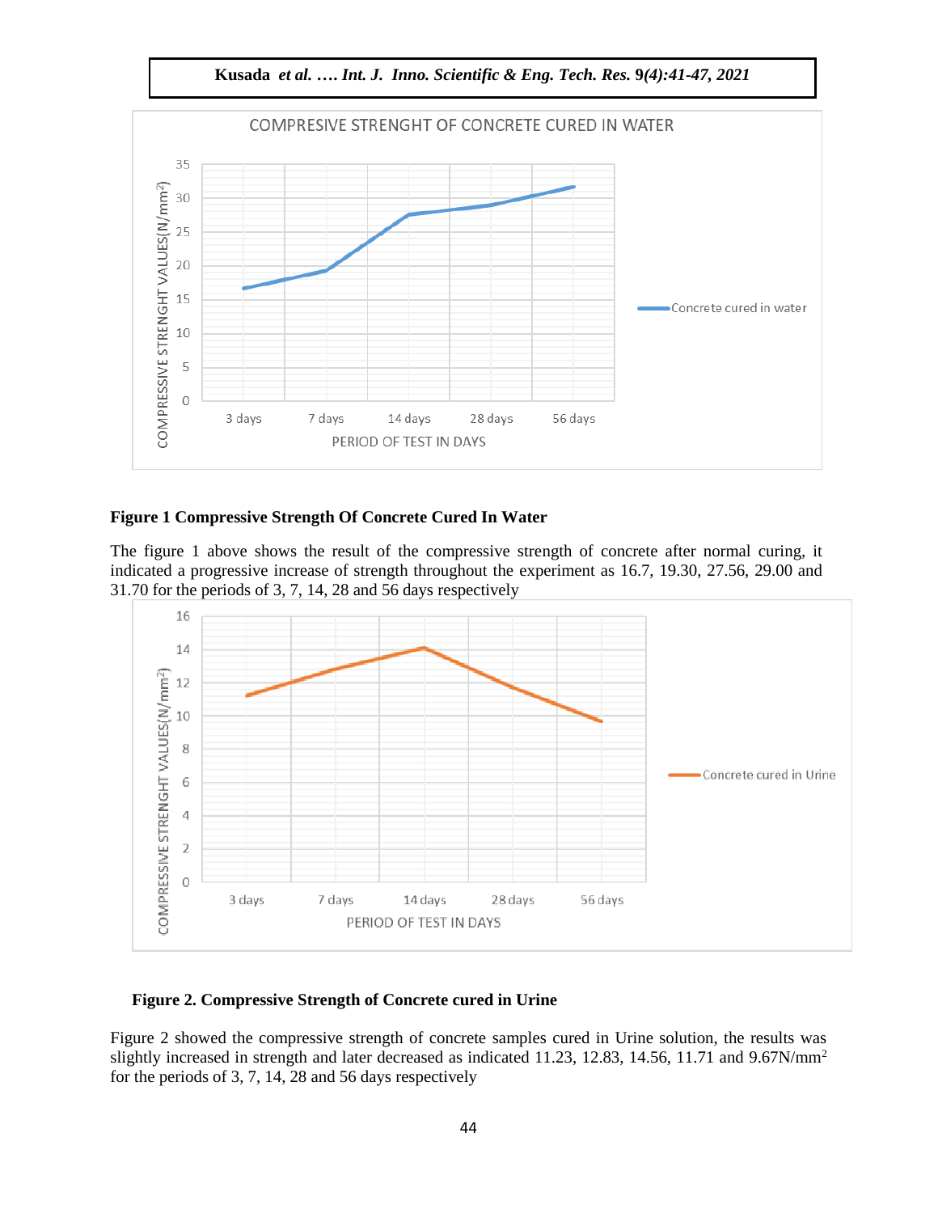**Figure 1 Compressive Strength Of Concrete Cured In Water**

The figure 1 above shows the result of the compressive strength of concrete after normal curing, it indicated a progressive increase of strength throughout the experiment as 16.7, 19.30, 27.56, 29.00 and 31.70 for the periods of 3, 7, 14, 28 and 56 days respectively

**Figure 2. Compressive Strength of Concrete cured in Urine**

Figure 2 showed the compressive strength of concrete samples cured in Urine solution, the results was slightly increased in strength and later decreased as indicated 11.23, 12.83, 14.56, 11.71 and 9.67N/mm$^2$ for the periods of 3, 7, 14, 28 and 56 days respectively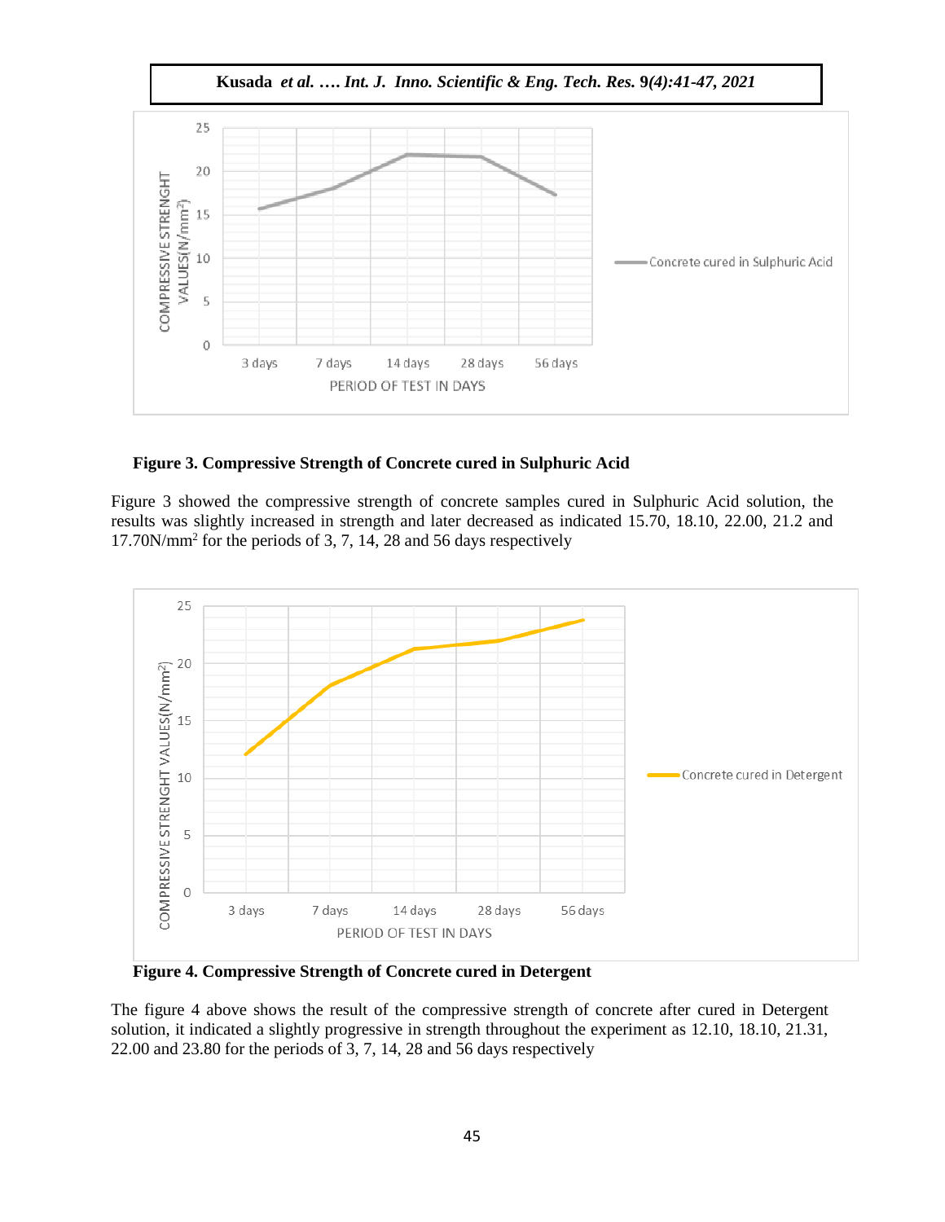**Figure 3. Compressive Strength of Concrete cured in Sulphuric Acid**

Figure 3 showed the compressive strength of concrete samples cured in Sulphuric Acid solution, the results was slightly increased in strength and later decreased as indicated 15.70, 18.10, 22.00, 21.2 and 17.70N/mm$^2$ for the periods of 3, 7, 14, 28 and 56 days respectively

**Figure 4. Compressive Strength of Concrete cured in Detergent**

The figure 4 above shows the result of the compressive strength of concrete after cured in Detergent solution, it indicated a slightly progressive in strength throughout the experiment as 12.10, 18.10, 21.31, 22.00 and 23.80 for the periods of 3, 7, 14, 28 and 56 days respectively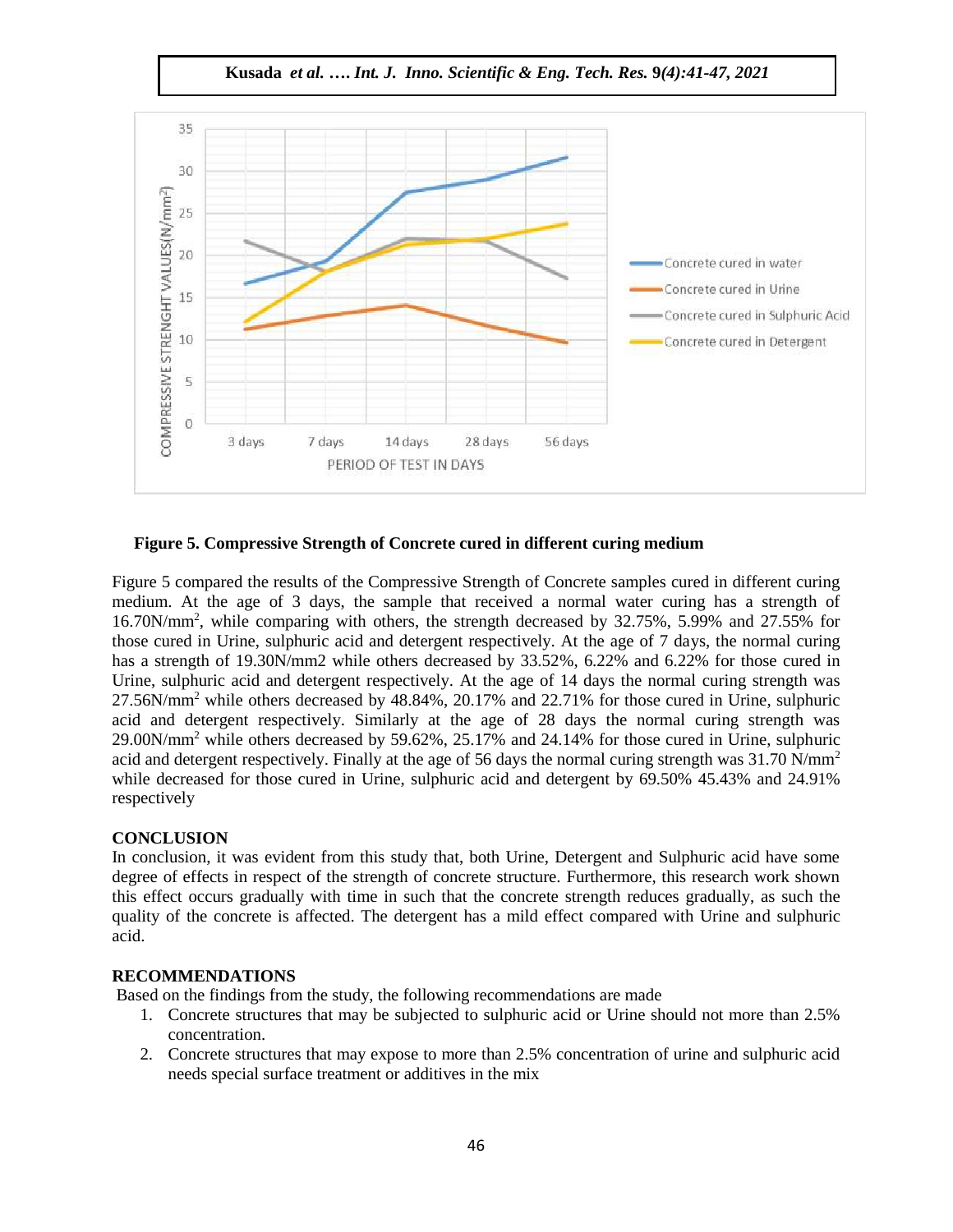**Figure 5. Compressive Strength of Concrete cured in different curing medium**

Figure 5 compared the results of the Compressive Strength of Concrete samples cured in different curing medium. At the age of 3 days, the sample that received a normal water curing has a strength of 16.70N/mm$^2$, while comparing with others, the strength decreased by 32.75%, 5.99% and 27.55% for those cured in Urine, sulphuric acid and detergent respectively. At the age of 7 days, the normal curing has a strength of 19.30N/mm2 while others decreased by 33.52%, 6.22% and 6.22% for those cured in Urine, sulphuric acid and detergent respectively. At the age of 14 days the normal curing strength was 27.56N/mm$^2$ while others decreased by 48.84%, 20.17% and 22.71% for those cured in Urine, sulphuric acid and detergent respectively. Similarly at the age of 28 days the normal curing strength was 29.00N/mm$^2$ while others decreased by 59.62%, 25.17% and 24.14% for those cured in Urine, sulphuric acid and detergent respectively. Finally at the age of 56 days the normal curing strength was 31.70 N/mm$^2$ while decreased for those cured in Urine, sulphuric acid and detergent by 69.50% 45.43% and 24.91% respectively

## CONCLUSION

In conclusion, it was evident from this study that, both Urine, Detergent and Sulphuric acid have some degree of effects in respect of the strength of concrete structure. Furthermore, this research work shown this effect occurs gradually with time in such that the concrete strength reduces gradually, as such the quality of the concrete is affected. The detergent has a mild effect compared with Urine and sulphuric acid.

## RECOMMENDATIONS

Based on the findings from the study, the following recommendations are made

1. Concrete structures that may be subjected to sulphuric acid or Urine should not more than 2.5% concentration.
2. Concrete structures that may expose to more than 2.5% concentration of urine and sulphuric acid needs special surface treatment or additives in the mix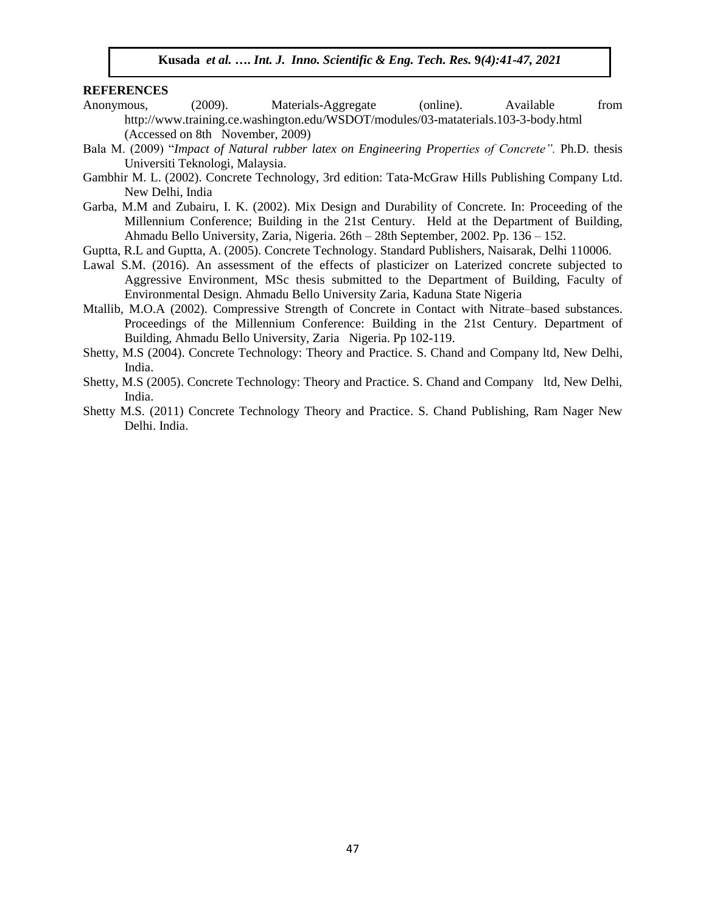**REFERENCES**

Anonymous, (2009). Materials-Aggregate (online). Available from http://www.training.ce.washington.edu/WSDOT/modules/03-mataterials.103-3-body.html (Accessed on 8th November, 2009)

Bala M. (2009) "*Impact of Natural rubber latex on Engineering Properties of Concrete".* Ph.D. thesis Universiti Teknologi, Malaysia.

Gambhir M. L. (2002). Concrete Technology, 3rd edition: Tata-McGraw Hills Publishing Company Ltd. New Delhi, India

Garba, M.M and Zubairu, I. K. (2002). Mix Design and Durability of Concrete. In: Proceeding of the Millennium Conference; Building in the 21st Century. Held at the Department of Building, Ahmadu Bello University, Zaria, Nigeria. 26th – 28th September, 2002. Pp. 136 – 152.

Guptta, R.L and Guptta, A. (2005). Concrete Technology. Standard Publishers, Naisarak, Delhi 110006.

Lawal S.M. (2016). An assessment of the effects of plasticizer on Laterized concrete subjected to Aggressive Environment, MSc thesis submitted to the Department of Building, Faculty of Environmental Design. Ahmadu Bello University Zaria, Kaduna State Nigeria

Mtallib, M.O.A (2002). Compressive Strength of Concrete in Contact with Nitrate–based substances. Proceedings of the Millennium Conference: Building in the 21st Century. Department of Building, Ahmadu Bello University, Zaria Nigeria. Pp 102-119.

Shetty, M.S (2004). Concrete Technology: Theory and Practice. S. Chand and Company ltd, New Delhi, India.

Shetty, M.S (2005). Concrete Technology: Theory and Practice. S. Chand and Company ltd, New Delhi, India.

Shetty M.S. (2011) Concrete Technology Theory and Practice. S. Chand Publishing, Ram Nager New Delhi. India.